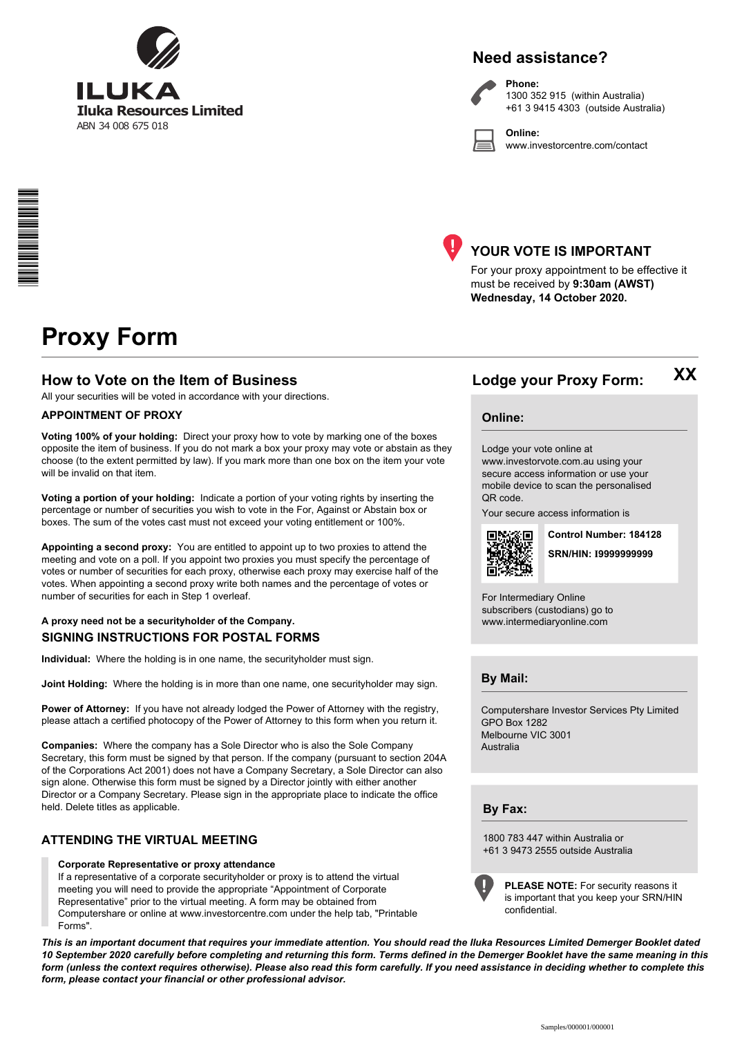ILUKA

**Iluka Resources Limited**

ABN 34 008 675 018

## Need assistance?

**Phone:**
1300 352 915 (within Australia)
+61 3 9415 4303 (outside Australia)

**Online:**
www.investorcentre.com/contact

## YOUR VOTE IS IMPORTANT

For your proxy appointment to be effective it must be received by **9:30am (AWST) Wednesday, 14 October 2020.**

# Proxy Form

## How to Vote on the Item of Business

All your securities will be voted in accordance with your directions.

### APPOINTMENT OF PROXY

**Voting 100% of your holding:** Direct your proxy how to vote by marking one of the boxes opposite the item of business. If you do not mark a box your proxy may vote or abstain as they choose (to the extent permitted by law). If you mark more than one box on the item your vote will be invalid on that item.

**Voting a portion of your holding:** Indicate a portion of your voting rights by inserting the percentage or number of securities you wish to vote in the For, Against or Abstain box or boxes. The sum of the votes cast must not exceed your voting entitlement or 100%.

**Appointing a second proxy:** You are entitled to appoint up to two proxies to attend the meeting and vote on a poll. If you appoint two proxies you must specify the percentage of votes or number of securities for each proxy, otherwise each proxy may exercise half of the votes. When appointing a second proxy write both names and the percentage of votes or number of securities for each in Step 1 overleaf.

**A proxy need not be a securityholder of the Company.**

### SIGNING INSTRUCTIONS FOR POSTAL FORMS

**Individual:** Where the holding is in one name, the securityholder must sign.

**Joint Holding:** Where the holding is in more than one name, one securityholder may sign.

**Power of Attorney:** If you have not already lodged the Power of Attorney with the registry, please attach a certified photocopy of the Power of Attorney to this form when you return it.

**Companies:** Where the company has a Sole Director who is also the Sole Company Secretary, this form must be signed by that person. If the company (pursuant to section 204A of the Corporations Act 2001) does not have a Company Secretary, a Sole Director can also sign alone. Otherwise this form must be signed by a Director jointly with either another Director or a Company Secretary. Please sign in the appropriate place to indicate the office held. Delete titles as applicable.

### ATTENDING THE VIRTUAL MEETING

**Corporate Representative or proxy attendance**
If a representative of a corporate securityholder or proxy is to attend the virtual meeting you will need to provide the appropriate "Appointment of Corporate Representative" prior to the virtual meeting. A form may be obtained from Computershare or online at www.investorcentre.com under the help tab, "Printable Forms".

## Lodge your Proxy Form:

XX

### Online:

Lodge your vote online at www.investorvote.com.au using your secure access information or use your mobile device to scan the personalised QR code.

Your secure access information is

**Control Number: 184128**

**SRN/HIN: I9999999999**

For Intermediary Online subscribers (custodians) go to www.intermediaryonline.com

### By Mail:

Computershare Investor Services Pty Limited
GPO Box 1282
Melbourne VIC 3001
Australia

### By Fax:

1800 783 447 within Australia or
+61 3 9473 2555 outside Australia

**PLEASE NOTE:** For security reasons it is important that you keep your SRN/HIN confidential.

***This is an important document that requires your immediate attention. You should read the Iluka Resources Limited Demerger Booklet dated 10 September 2020 carefully before completing and returning this form. Terms defined in the Demerger Booklet have the same meaning in this form (unless the context requires otherwise). Please also read this form carefully. If you need assistance in deciding whether to complete this form, please contact your financial or other professional advisor.***

Samples/000001/000001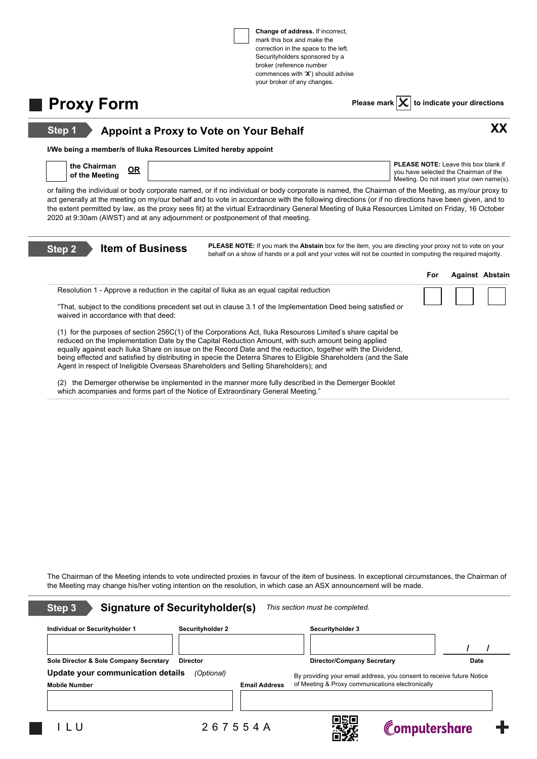☐ **Change of address.** If incorrect, mark this box and make the correction in the space to the left. Securityholders sponsored by a broker (reference number commences with '**X**') should advise your broker of any changes.

# Proxy Form

**Please mark ☒ to indicate your directions**

## Step 1 Appointment a Proxy to Vote on Your Behalf

**XX**

**I/We being a member/s of Iluka Resources Limited hereby appoint**

☐ **the Chairman of the Meeting** **OR** ________________________

**PLEASE NOTE:** Leave this box blank if you have selected the Chairman of the Meeting. Do not insert your own name(s).

or failing the individual or body corporate named, or if no individual or body corporate is named, the Chairman of the Meeting, as my/our proxy to act generally at the meeting on my/our behalf and to vote in accordance with the following directions (or if no directions have been given, and to the extent permitted by law, as the proxy sees fit) at the virtual Extraordinary General Meeting of Iluka Resources Limited on Friday, 16 October 2020 at 9:30am (AWST) and at any adjournment or postponement of that meeting.

## Step 2 Item of Business

**PLEASE NOTE:** If you mark the **Abstain** box for the item, you are directing your proxy not to vote on your behalf on a show of hands or a poll and your votes will not be counted in computing the required majority.

| | For | Against | Abstain |
|---|---|---|---|
| Resolution 1 - Approve a reduction in the capital of Iluka as an equal capital reduction | ☐ | ☐ | ☐ |

"That, subject to the conditions precedent set out in clause 3.1 of the Implementation Deed being satisfied or waived in accordance with that deed:

(1) for the purposes of section 256C(1) of the Corporations Act, Iluka Resources Limited's share capital be reduced on the Implementation Date by the Capital Reduction Amount, with such amount being applied equally against each Iluka Share on issue on the Record Date and the reduction, together with the Dividend, being effected and satisfied by distributing in specie the Deterra Shares to Eligible Shareholders (and the Sale Agent in respect of Ineligible Overseas Shareholders and Selling Shareholders); and

(2) the Demerger otherwise be implemented in the manner more fully described in the Demerger Booklet which acompanies and forms part of the Notice of Extraordinary General Meeting."

The Chairman of the Meeting intends to vote undirected proxies in favour of the item of business. In exceptional circumstances, the Chairman of the Meeting may change his/her voting intention on the resolution, in which case an ASX announcement will be made.

## Step 3 Signature of Securityholder(s)

*This section must be completed.*

| Individual or Securityholder 1 | Securityholder 2 | Securityholder 3 | |
|---|---|---|---|
| | | | / / |
| Sole Director & Sole Company Secretary | Director | Director/Company Secretary | Date |

**Update your communication details** *(Optional)*

By providing your email address, you consent to receive future Notice of Meeting & Proxy communications electronically

| Mobile Number | Email Address |
|---|---|
| | |

I L U 2 6 7 5 5 4 A

Computershare